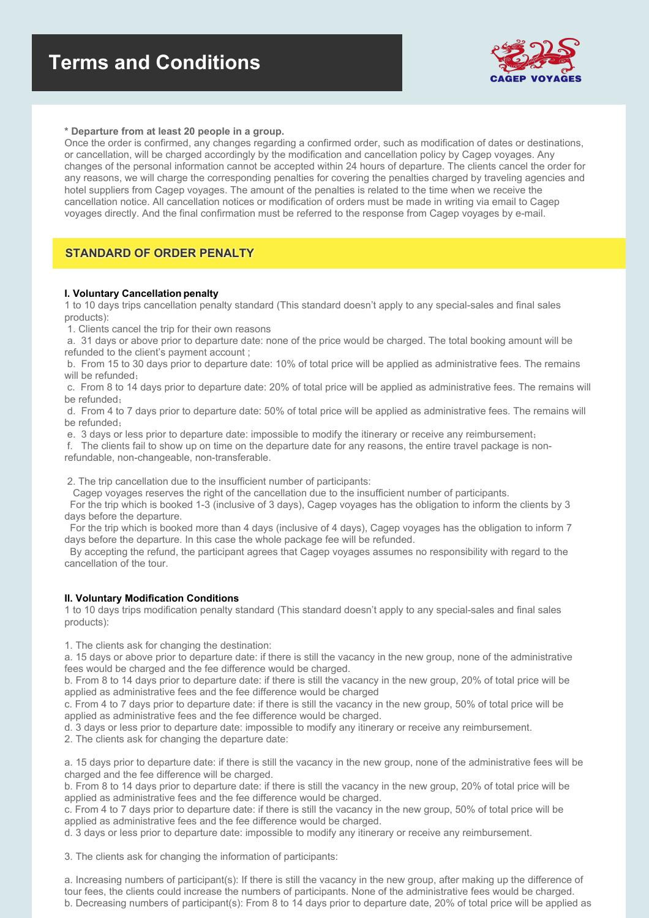# Terms and Conditions

CAGEP VOYAGES

**\* Departure from at least 20 people in a group.**

Once the order is confirmed, any changes regarding a confirmed order, such as modification of dates or destinations, or cancellation, will be charged accordingly by the modification and cancellation policy by Cagep voyages. Any changes of the personal information cannot be accepted within 24 hours of departure. The clients cancel the order for any reasons, we will charge the corresponding penalties for covering the penalties charged by traveling agencies and hotel suppliers from Cagep voyages. The amount of the penalties is related to the time when we receive the cancellation notice. All cancellation notices or modification of orders must be made in writing via email to Cagep voyages directly. And the final confirmation must be referred to the response from Cagep voyages by e-mail.

## STANDARD OF ORDER PENALTY

### I. Voluntary Cancellation penalty

1 to 10 days trips cancellation penalty standard (This standard doesn't apply to any special-sales and final sales products):

1. Clients cancel the trip for their own reasons

a. 31 days or above prior to departure date: none of the price would be charged. The total booking amount will be refunded to the client's payment account ;

b. From 15 to 30 days prior to departure date: 10% of total price will be applied as administrative fees. The remains will be refunded；

c. From 8 to 14 days prior to departure date: 20% of total price will be applied as administrative fees. The remains will be refunded；

d. From 4 to 7 days prior to departure date: 50% of total price will be applied as administrative fees. The remains will be refunded；

e. 3 days or less prior to departure date: impossible to modify the itinerary or receive any reimbursement；

f. The clients fail to show up on time on the departure date for any reasons, the entire travel package is non-refundable, non-changeable, non-transferable.

2. The trip cancellation due to the insufficient number of participants:

Cagep voyages reserves the right of the cancellation due to the insufficient number of participants.

For the trip which is booked 1-3 (inclusive of 3 days), Cagep voyages has the obligation to inform the clients by 3 days before the departure.

For the trip which is booked more than 4 days (inclusive of 4 days), Cagep voyages has the obligation to inform 7 days before the departure. In this case the whole package fee will be refunded.

By accepting the refund, the participant agrees that Cagep voyages assumes no responsibility with regard to the cancellation of the tour.

### II. Voluntary Modification Conditions

1 to 10 days trips modification penalty standard (This standard doesn't apply to any special-sales and final sales products):

1. The clients ask for changing the destination:

a. 15 days or above prior to departure date: if there is still the vacancy in the new group, none of the administrative fees would be charged and the fee difference would be charged.

b. From 8 to 14 days prior to departure date: if there is still the vacancy in the new group, 20% of total price will be applied as administrative fees and the fee difference would be charged

c. From 4 to 7 days prior to departure date: if there is still the vacancy in the new group, 50% of total price will be applied as administrative fees and the fee difference would be charged.

d. 3 days or less prior to departure date: impossible to modify any itinerary or receive any reimbursement.

2. The clients ask for changing the departure date:

a. 15 days prior to departure date: if there is still the vacancy in the new group, none of the administrative fees will be charged and the fee difference will be charged.

b. From 8 to 14 days prior to departure date: if there is still the vacancy in the new group, 20% of total price will be applied as administrative fees and the fee difference would be charged.

c. From 4 to 7 days prior to departure date: if there is still the vacancy in the new group, 50% of total price will be applied as administrative fees and the fee difference would be charged.

d. 3 days or less prior to departure date: impossible to modify any itinerary or receive any reimbursement.

3. The clients ask for changing the information of participants:

a. Increasing numbers of participant(s): If there is still the vacancy in the new group, after making up the difference of tour fees, the clients could increase the numbers of participants. None of the administrative fees would be charged.

b. Decreasing numbers of participant(s): From 8 to 14 days prior to departure date, 20% of total price will be applied as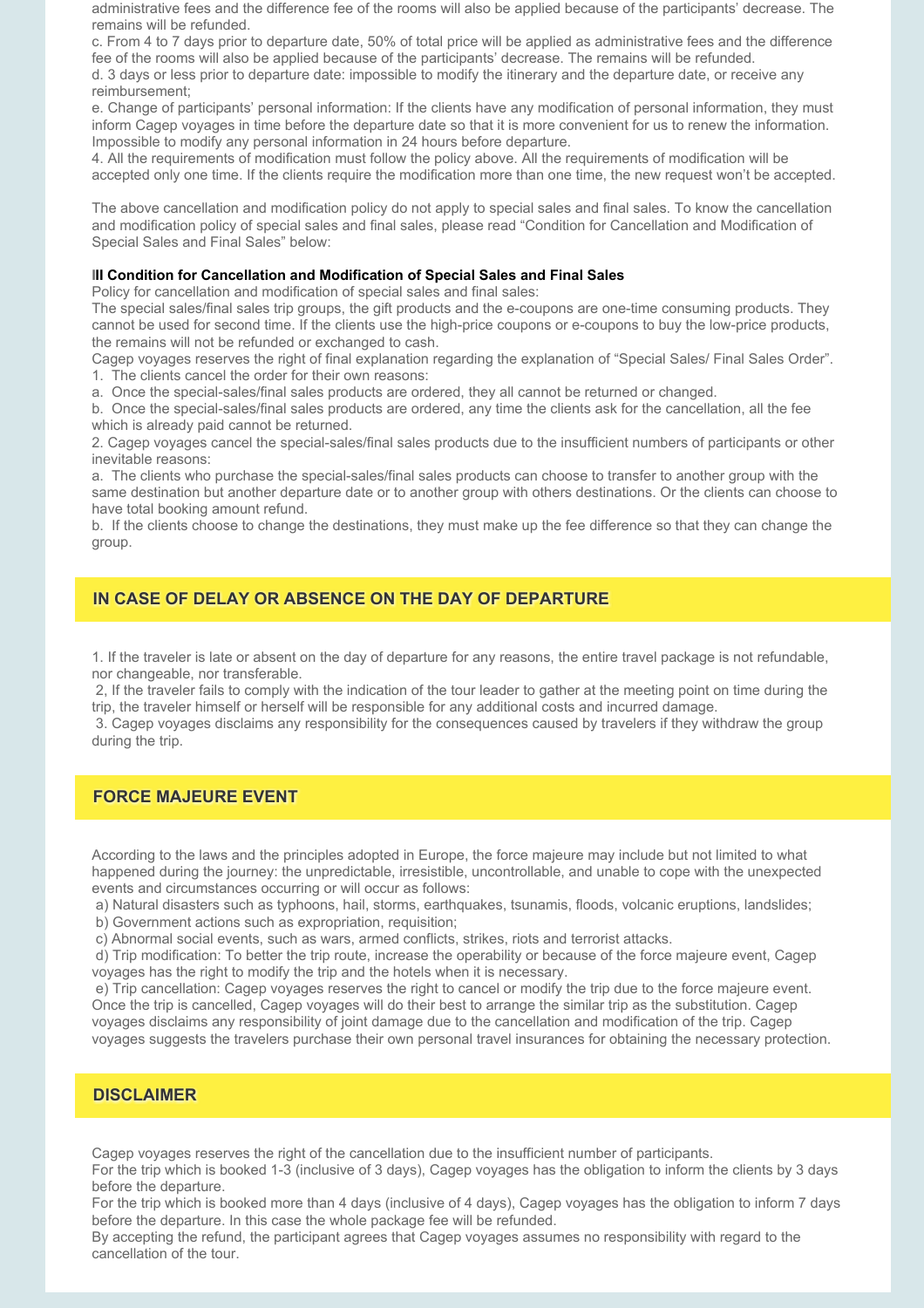administrative fees and the difference fee of the rooms will also be applied because of the participants' decrease. The remains will be refunded.

c. From 4 to 7 days prior to departure date, 50% of total price will be applied as administrative fees and the difference fee of the rooms will also be applied because of the participants' decrease. The remains will be refunded.

d. 3 days or less prior to departure date: impossible to modify the itinerary and the departure date, or receive any reimbursement;

e. Change of participants' personal information: If the clients have any modification of personal information, they must inform Cagep voyages in time before the departure date so that it is more convenient for us to renew the information. Impossible to modify any personal information in 24 hours before departure.

4. All the requirements of modification must follow the policy above. All the requirements of modification will be accepted only one time. If the clients require the modification more than one time, the new request won't be accepted.

The above cancellation and modification policy do not apply to special sales and final sales. To know the cancellation and modification policy of special sales and final sales, please read "Condition for Cancellation and Modification of Special Sales and Final Sales" below:

**II Condition for Cancellation and Modification of Special Sales and Final Sales**

Policy for cancellation and modification of special sales and final sales:

The special sales/final sales trip groups, the gift products and the e-coupons are one-time consuming products. They cannot be used for second time. If the clients use the high-price coupons or e-coupons to buy the low-price products, the remains will not be refunded or exchanged to cash.

Cagep voyages reserves the right of final explanation regarding the explanation of "Special Sales/ Final Sales Order".

1. The clients cancel the order for their own reasons:

a. Once the special-sales/final sales products are ordered, they all cannot be returned or changed.

b. Once the special-sales/final sales products are ordered, any time the clients ask for the cancellation, all the fee which is already paid cannot be returned.

2. Cagep voyages cancel the special-sales/final sales products due to the insufficient numbers of participants or other inevitable reasons:

a. The clients who purchase the special-sales/final sales products can choose to transfer to another group with the same destination but another departure date or to another group with others destinations. Or the clients can choose to have total booking amount refund.

b. If the clients choose to change the destinations, they must make up the fee difference so that they can change the group.

## IN CASE OF DELAY OR ABSENCE ON THE DAY OF DEPARTURE

1. If the traveler is late or absent on the day of departure for any reasons, the entire travel package is not refundable, nor changeable, nor transferable.

2, If the traveler fails to comply with the indication of the tour leader to gather at the meeting point on time during the trip, the traveler himself or herself will be responsible for any additional costs and incurred damage.

3. Cagep voyages disclaims any responsibility for the consequences caused by travelers if they withdraw the group during the trip.

## FORCE MAJEURE EVENT

According to the laws and the principles adopted in Europe, the force majeure may include but not limited to what happened during the journey: the unpredictable, irresistible, uncontrollable, and unable to cope with the unexpected events and circumstances occurring or will occur as follows:

a) Natural disasters such as typhoons, hail, storms, earthquakes, tsunamis, floods, volcanic eruptions, landslides;

b) Government actions such as expropriation, requisition;

c) Abnormal social events, such as wars, armed conflicts, strikes, riots and terrorist attacks.

d) Trip modification: To better the trip route, increase the operability or because of the force majeure event, Cagep voyages has the right to modify the trip and the hotels when it is necessary.

e) Trip cancellation: Cagep voyages reserves the right to cancel or modify the trip due to the force majeure event. Once the trip is cancelled, Cagep voyages will do their best to arrange the similar trip as the substitution. Cagep voyages disclaims any responsibility of joint damage due to the cancellation and modification of the trip. Cagep voyages suggests the travelers purchase their own personal travel insurances for obtaining the necessary protection.

## DISCLAIMER

Cagep voyages reserves the right of the cancellation due to the insufficient number of participants.

For the trip which is booked 1-3 (inclusive of 3 days), Cagep voyages has the obligation to inform the clients by 3 days before the departure.

For the trip which is booked more than 4 days (inclusive of 4 days), Cagep voyages has the obligation to inform 7 days before the departure. In this case the whole package fee will be refunded.

By accepting the refund, the participant agrees that Cagep voyages assumes no responsibility with regard to the cancellation of the tour.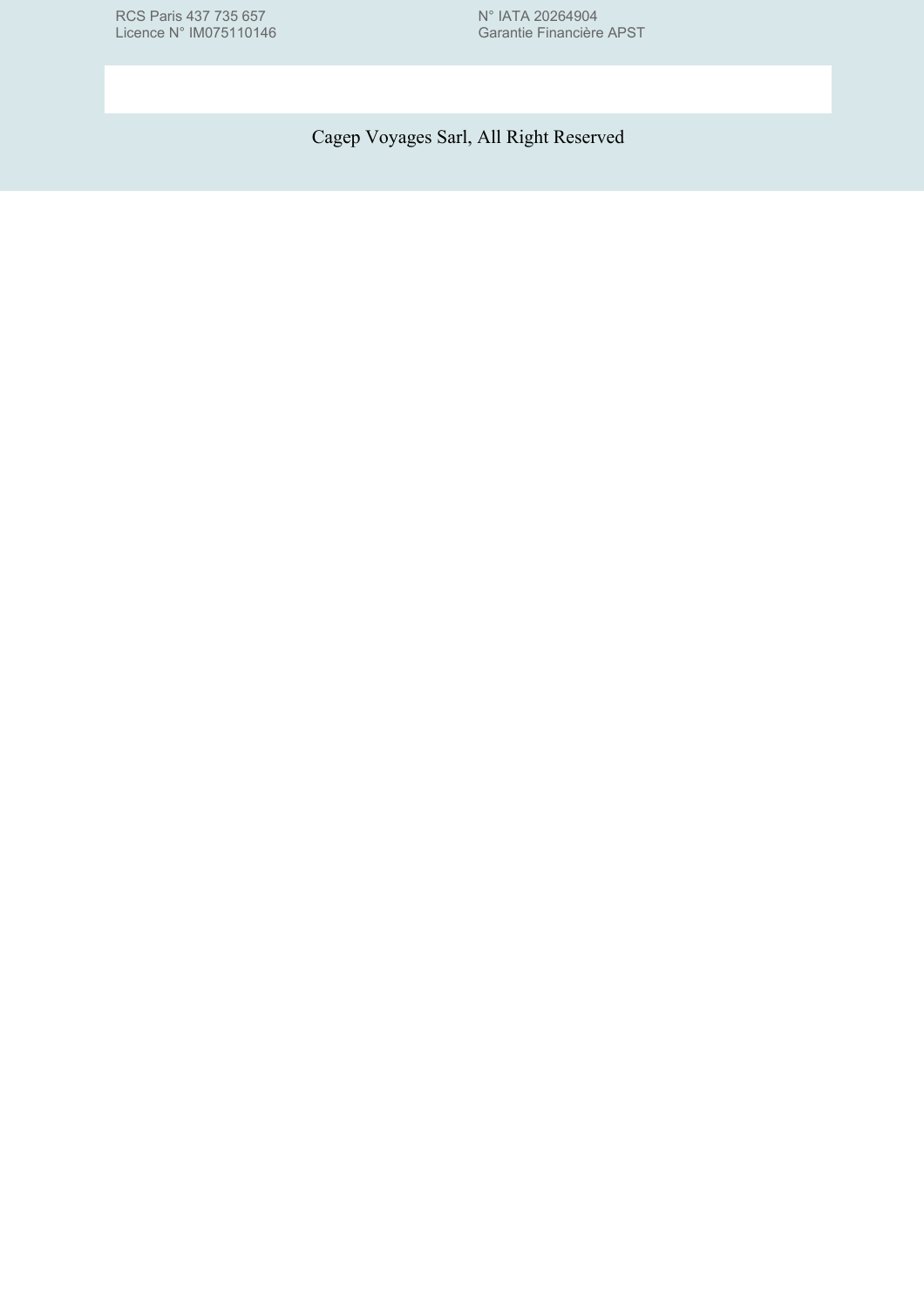RCS Paris 437 735 657
Licence N° IM075110146

N° IATA 20264904
Garantie Financière APST

Cagep Voyages Sarl, All Right Reserved